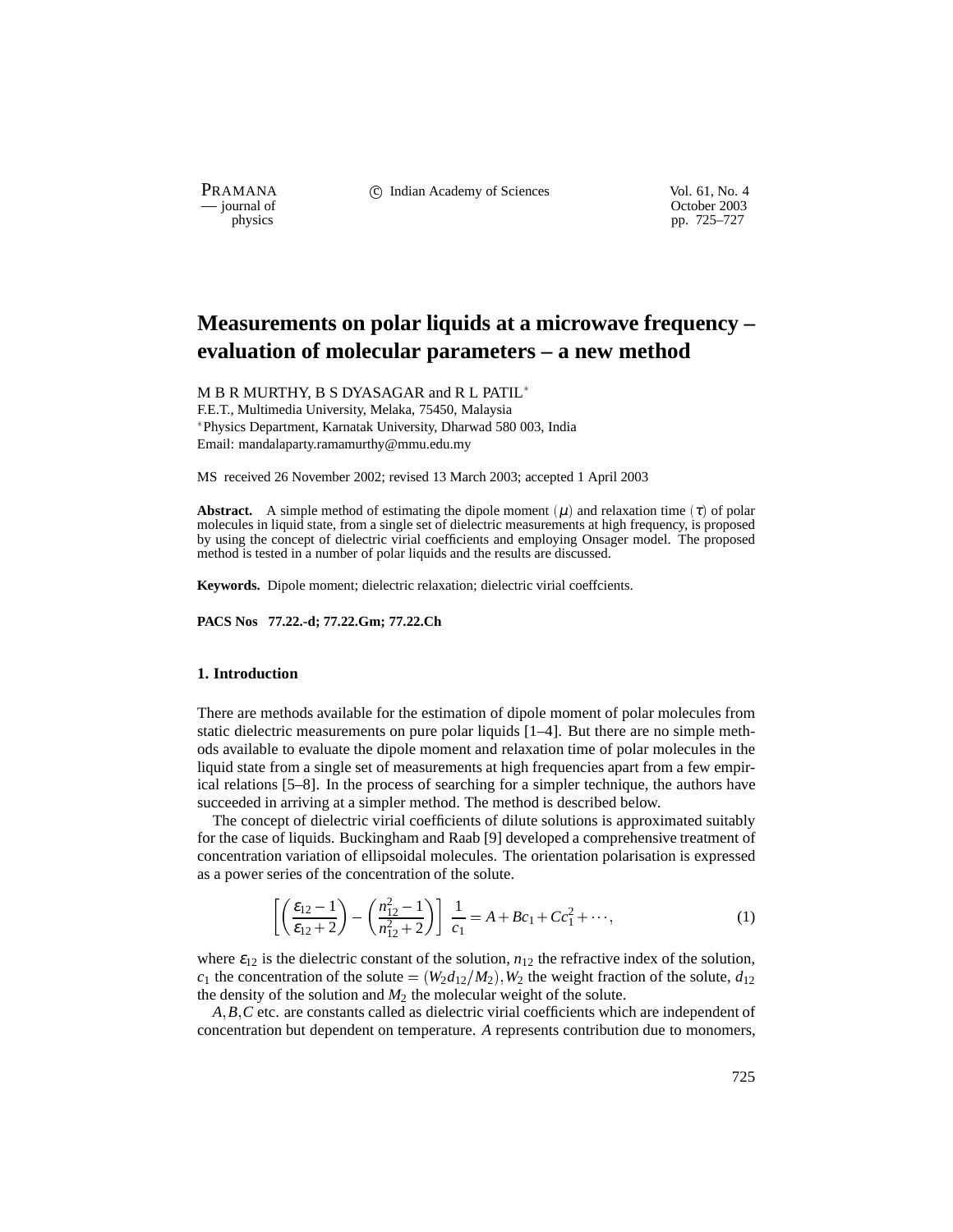# Measurements on polar liquids at a microwave frequency – evaluation of molecular parameters – a new method

M B R MURTHY, B S DYASAGAR and R L PATIL*

F.E.T., Multimedia University, Melaka, 75450, Malaysia

*Physics Department, Karnatak University, Dharwad 580 003, India

Email: mandalaparty.ramamurthy@mmu.edu.my

MS received 26 November 2002; revised 13 March 2003; accepted 1 April 2003

**Abstract.** A simple method of estimating the dipole moment $(\mu)$ and relaxation time $(\tau)$ of polar molecules in liquid state, from a single set of dielectric measurements at high frequency, is proposed by using the concept of dielectric virial coefficients and employing Onsager model. The proposed method is tested in a number of polar liquids and the results are discussed.

**Keywords.** Dipole moment; dielectric relaxation; dielectric virial coeffcients.

**PACS Nos 77.22.-d; 77.22.Gm; 77.22.Ch**

## 1. Introduction

There are methods available for the estimation of dipole moment of polar molecules from static dielectric measurements on pure polar liquids [1–4]. But there are no simple methods available to evaluate the dipole moment and relaxation time of polar molecules in the liquid state from a single set of measurements at high frequencies apart from a few empirical relations [5–8]. In the process of searching for a simpler technique, the authors have succeeded in arriving at a simpler method. The method is described below.

The concept of dielectric virial coefficients of dilute solutions is approximated suitably for the case of liquids. Buckingham and Raab [9] developed a comprehensive treatment of concentration variation of ellipsoidal molecules. The orientation polarisation is expressed as a power series of the concentration of the solute.

$$\left[\left(\frac{\varepsilon_{12}-1}{\varepsilon_{12}+2}\right)-\left(\frac{n_{12}^2-1}{n_{12}^2+2}\right)\right]\,\frac{1}{c_1}=A+Bc_1+Cc_1^2+\cdots, \tag{1}$$

where $\varepsilon_{12}$ is the dielectric constant of the solution, $n_{12}$ the refractive index of the solution, $c_1$ the concentration of the solute $=(W_2d_{12}/M_2)$, $W_2$ the weight fraction of the solute, $d_{12}$ the density of the solution and $M_2$ the molecular weight of the solute.

$A, B, C$ etc. are constants called as dielectric virial coefficients which are independent of concentration but dependent on temperature. $A$ represents contribution due to monomers,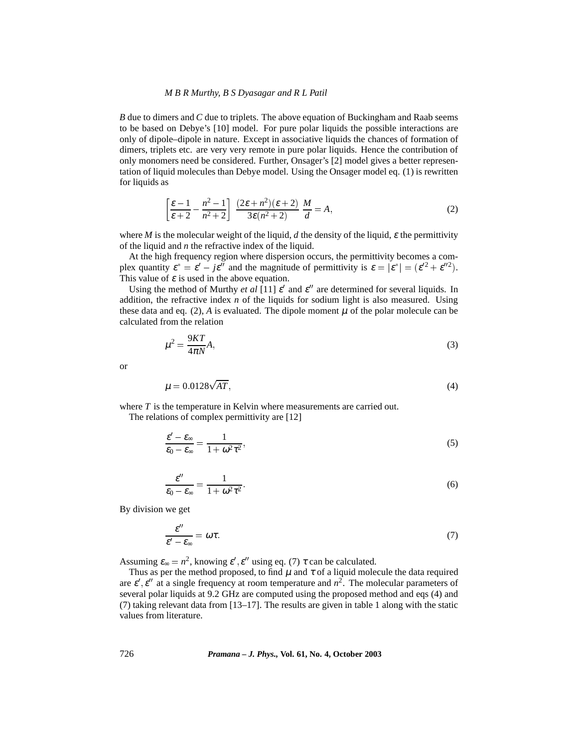$B$ due to dimers and $C$ due to triplets. The above equation of Buckingham and Raab seems to be based on Debye's [10] model. For pure polar liquids the possible interactions are only of dipole–dipole in nature. Except in associative liquids the chances of formation of dimers, triplets etc. are very very remote in pure polar liquids. Hence the contribution of only monomers need be considered. Further, Onsager's [2] model gives a better representation of liquid molecules than Debye model. Using the Onsager model eq. (1) is rewritten for liquids as

$$\left[\frac{\varepsilon-1}{\varepsilon+2}-\frac{n^2-1}{n^2+2}\right]\ \frac{(2\varepsilon+n^2)(\varepsilon+2)}{3\varepsilon(n^2+2)}\ \frac{M}{d}=A, \tag{2}$$

where $M$ is the molecular weight of the liquid, $d$ the density of the liquid, $\varepsilon$ the permittivity of the liquid and $n$ the refractive index of the liquid.

At the high frequency region where dispersion occurs, the permittivity becomes a complex quantity $\varepsilon^* = \varepsilon' - j\varepsilon''$ and the magnitude of permittivity is $\varepsilon = |\varepsilon^*| = (\varepsilon'^2 + \varepsilon''^2)$. This value of $\varepsilon$ is used in the above equation.

Using the method of Murthy *et al* [11] $\varepsilon'$ and $\varepsilon''$ are determined for several liquids. In addition, the refractive index $n$ of the liquids for sodium light is also measured. Using these data and eq. (2), $A$ is evaluated. The dipole moment $\mu$ of the polar molecule can be calculated from the relation

$$\mu^2 = \frac{9KT}{4\pi N}A, \tag{3}$$

or

$$\mu = 0.0128\sqrt{AT}, \tag{4}$$

where $T$ is the temperature in Kelvin where measurements are carried out.

The relations of complex permittivity are [12]

$$\frac{\varepsilon'-\varepsilon_\infty}{\varepsilon_0-\varepsilon_\infty}=\frac{1}{1+\omega^2\tau^2}, \tag{5}$$

$$\frac{\varepsilon''}{\varepsilon_0-\varepsilon_\infty}=\frac{1}{1+\omega^2\tau^2}. \tag{6}$$

By division we get

$$\frac{\varepsilon''}{\varepsilon'-\varepsilon_\infty}=\omega\tau. \tag{7}$$

Assuming $\varepsilon_\infty = n^2$, knowing $\varepsilon', \varepsilon''$ using eq. (7) $\tau$ can be calculated.

Thus as per the method proposed, to find $\mu$ and $\tau$ of a liquid molecule the data required are $\varepsilon', \varepsilon''$ at a single frequency at room temperature and $n^2$. The molecular parameters of several polar liquids at 9.2 GHz are computed using the proposed method and eqs (4) and (7) taking relevant data from [13–17]. The results are given in table 1 along with the static values from literature.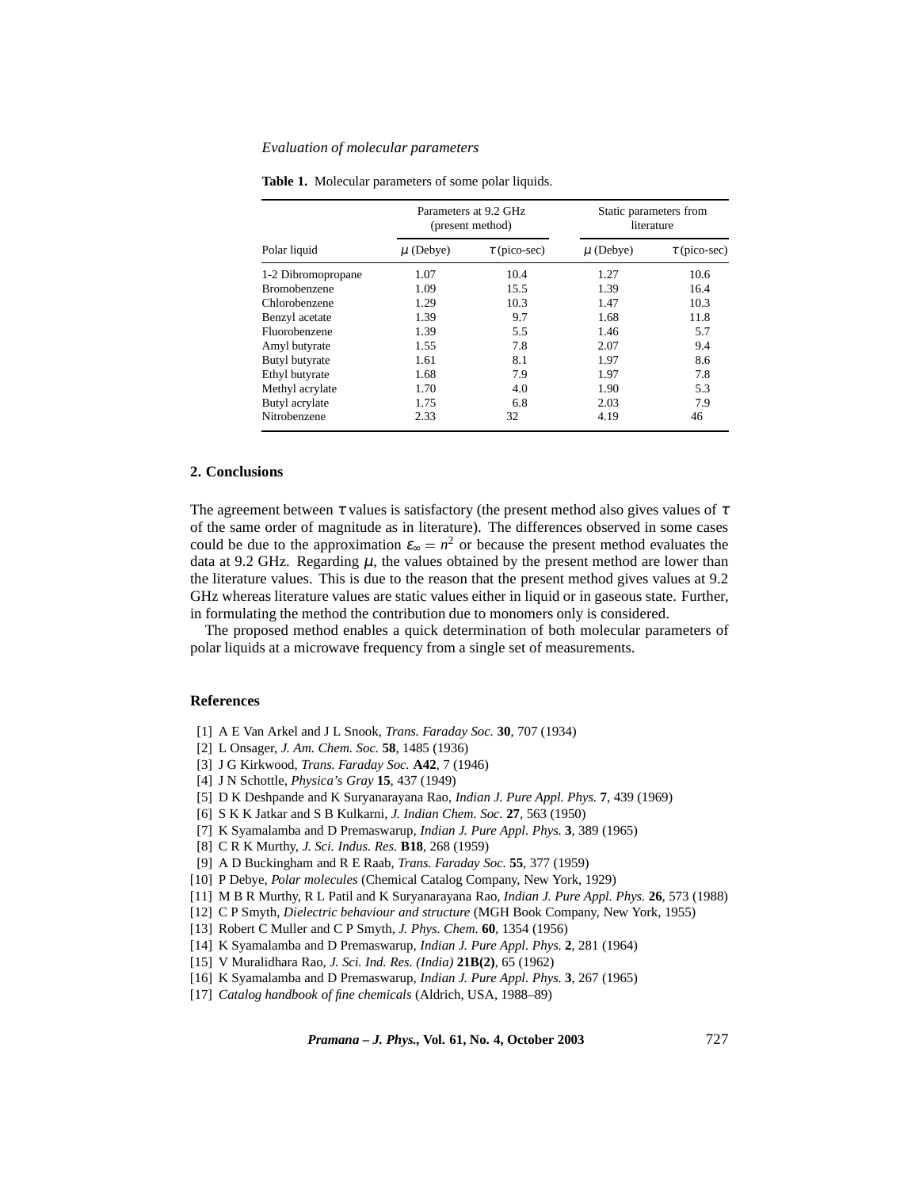**Table 1.** Molecular parameters of some polar liquids.

| Polar liquid | Parameters at 9.2 GHz (present method) | | Static parameters from literature | |
|---|---|---|---|---|
| | $\mu$ (Debye) | $\tau$ (pico-sec) | $\mu$ (Debye) | $\tau$ (pico-sec) |
| 1-2 Dibromopropane | 1.07 | 10.4 | 1.27 | 10.6 |
| Bromobenzene | 1.09 | 15.5 | 1.39 | 16.4 |
| Chlorobenzene | 1.29 | 10.3 | 1.47 | 10.3 |
| Benzyl acetate | 1.39 | 9.7 | 1.68 | 11.8 |
| Fluorobenzene | 1.39 | 5.5 | 1.46 | 5.7 |
| Amyl butyrate | 1.55 | 7.8 | 2.07 | 9.4 |
| Butyl butyrate | 1.61 | 8.1 | 1.97 | 8.6 |
| Ethyl butyrate | 1.68 | 7.9 | 1.97 | 7.8 |
| Methyl acrylate | 1.70 | 4.0 | 1.90 | 5.3 |
| Butyl acrylate | 1.75 | 6.8 | 2.03 | 7.9 |
| Nitrobenzene | 2.33 | 32 | 4.19 | 46 |

## 2. Conclusions

The agreement between $\tau$ values is satisfactory (the present method also gives values of $\tau$ of the same order of magnitude as in literature). The differences observed in some cases could be due to the approximation $\varepsilon_\infty = n^2$ or because the present method evaluates the data at 9.2 GHz. Regarding $\mu$, the values obtained by the present method are lower than the literature values. This is due to the reason that the present method gives values at 9.2 GHz whereas literature values are static values either in liquid or in gaseous state. Further, in formulating the method the contribution due to monomers only is considered.

The proposed method enables a quick determination of both molecular parameters of polar liquids at a microwave frequency from a single set of measurements.

## References

[1] A E Van Arkel and J L Snook, *Trans. Faraday Soc.* **30**, 707 (1934)
[2] L Onsager, *J. Am. Chem. Soc.* **58**, 1485 (1936)
[3] J G Kirkwood, *Trans. Faraday Soc.* **A42**, 7 (1946)
[4] J N Schottle, *Physica's Gray* **15**, 437 (1949)
[5] D K Deshpande and K Suryanarayana Rao, *Indian J. Pure Appl. Phys.* **7**, 439 (1969)
[6] S K K Jatkar and S B Kulkarni, *J. Indian Chem. Soc.* **27**, 563 (1950)
[7] K Syamalamba and D Premaswarup, *Indian J. Pure Appl. Phys.* **3**, 389 (1965)
[8] C R K Murthy, *J. Sci. Indus. Res.* **B18**, 268 (1959)
[9] A D Buckingham and R E Raab, *Trans. Faraday Soc.* **55**, 377 (1959)
[10] P Debye, *Polar molecules* (Chemical Catalog Company, New York, 1929)
[11] M B R Murthy, R L Patil and K Suryanarayana Rao, *Indian J. Pure Appl. Phys.* **26**, 573 (1988)
[12] C P Smyth, *Dielectric behaviour and structure* (MGH Book Company, New York, 1955)
[13] Robert C Muller and C P Smyth, *J. Phys. Chem.* **60**, 1354 (1956)
[14] K Syamalamba and D Premaswarup, *Indian J. Pure Appl. Phys.* **2**, 281 (1964)
[15] V Muralidhara Rao, *J. Sci. Ind. Res. (India)* **21B(2)**, 65 (1962)
[16] K Syamalamba and D Premaswarup, *Indian J. Pure Appl. Phys.* **3**, 267 (1965)
[17] *Catalog handbook of fine chemicals* (Aldrich, USA, 1988–89)